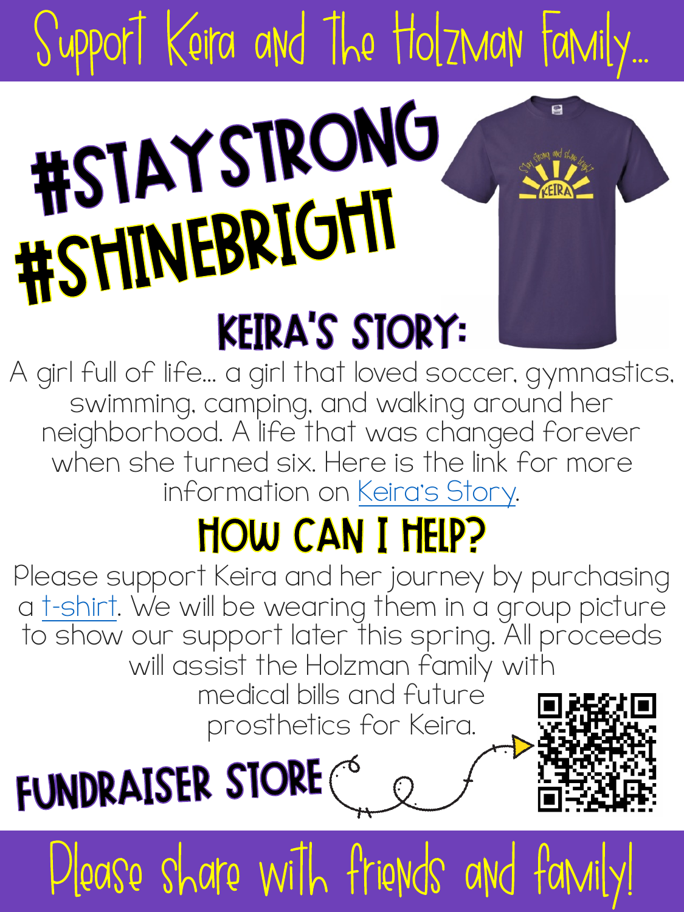# Support Keira and The Holzman Family...

# #STAYSTRONG #SHINEBRIGHT

## KEIRA'S STORY:

A girl full of life... a girl that loved soccer, gymnastics, swimming, camping, and walking around her neighborhood. A life that was changed forever when she turned six. Here is the link for more information on Keira's Story.

## HOW CAN I HELP?

Please support Keira and her journey by purchasing a t-shirt. We will be wearing them in a group picture to show our support later this spring. All proceeds will assist the Holzman family with medical bills and future prosthetics for Keira.

**FUNDRAISER STORE**

Please share with friends and family!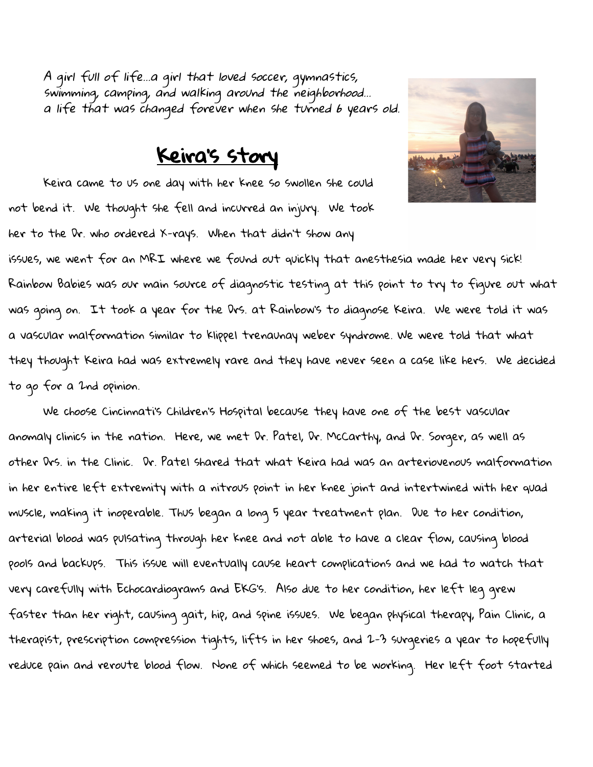A girl full of life...a girl that loved soccer, gymnastics, swimming, camping, and walking around the neighborhood... a life that was changed forever when she turned 6 years old.

## Keira's Story

Keira came to us one day with her knee so swollen she could not bend it. We thought she fell and incurred an injury. We took her to the Dr. who ordered X-rays. When that didn't show any issues, we went for an MRI where we found out quickly that anesthesia made her very sick! Rainbow Babies was our main source of diagnostic testing at this point to try to figure out what was going on. It took a year for the Drs. at Rainbow's to diagnose Keira. We were told it was a vascular malformation similar to klippel trenaunay weber syndrome. We were told that what they thought Keira had was extremely rare and they have never seen a case like hers. We decided to go for a 2nd opinion.

We choose Cincinnati's Children's Hospital because they have one of the best vascular anomaly clinics in the nation. Here, we met Dr. Patel, Dr. McCarthy, and Dr. Sorger, as well as other Drs. in the Clinic. Dr. Patel shared that what Keira had was an arteriovenous malformation in her entire left extremity with a nitrous point in her knee joint and intertwined with her quad muscle, making it inoperable. Thus began a long 5 year treatment plan. Due to her condition, arterial blood was pulsating through her knee and not able to have a clear flow, causing blood pools and backups. This issue will eventually cause heart complications and we had to watch that very carefully with Echocardiograms and EKG's. Also due to her condition, her left leg grew faster than her right, causing gait, hip, and spine issues. We began physical therapy, Pain Clinic, a therapist, prescription compression tights, lifts in her shoes, and 2-3 surgeries a year to hopefully reduce pain and reroute blood flow. None of which seemed to be working. Her left foot started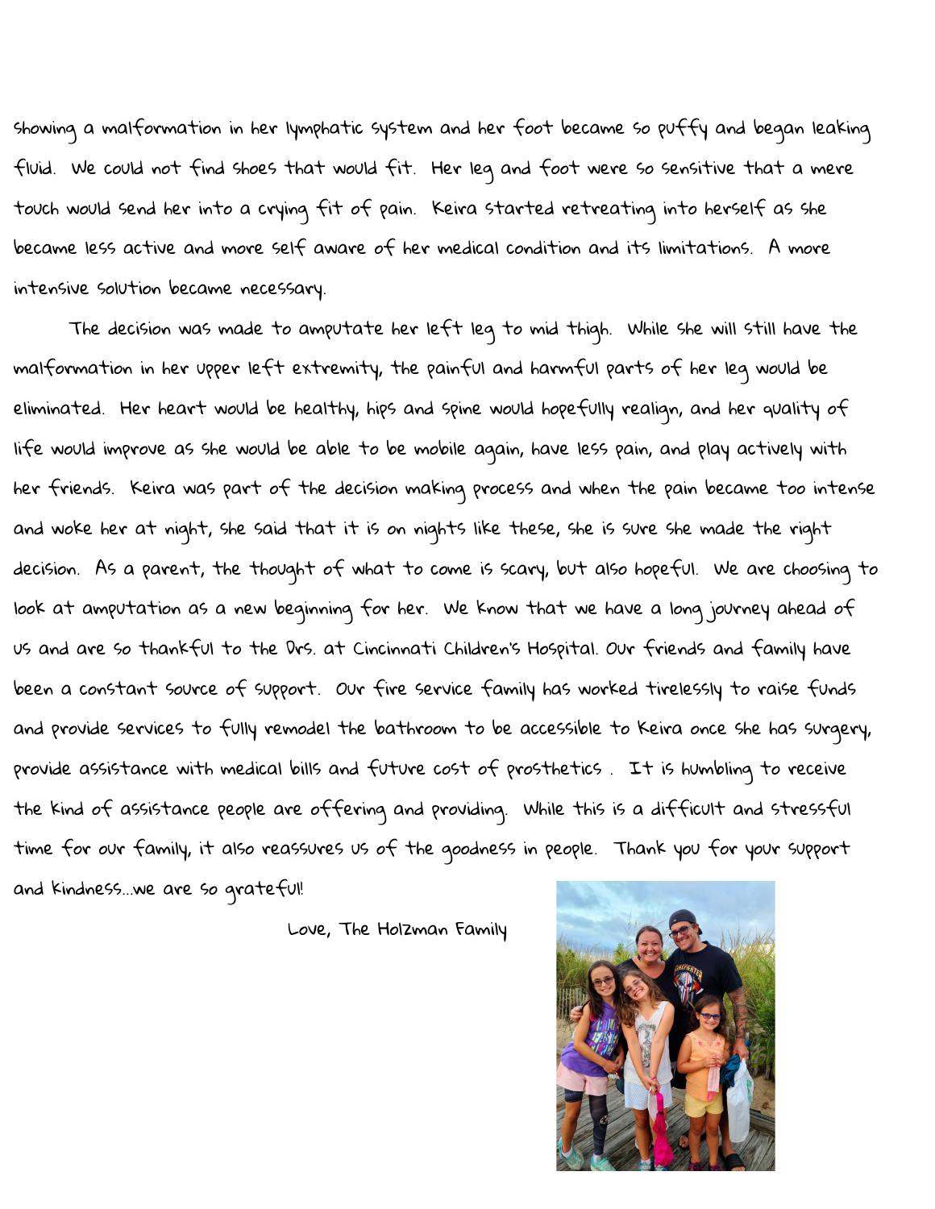showing a malformation in her lymphatic system and her foot became so puffy and began leaking fluid. We could not find shoes that would fit. Her leg and foot were so sensitive that a mere touch would send her into a crying fit of pain. Keira started retreating into herself as she became less active and more self aware of her medical condition and its limitations. A more intensive solution became necessary.

The decision was made to amputate her left leg to mid thigh. While she will still have the malformation in her upper left extremity, the painful and harmful parts of her leg would be eliminated. Her heart would be healthy, hips and spine would hopefully realign, and her quality of life would improve as she would be able to be mobile again, have less pain, and play actively with her friends. Keira was part of the decision making process and when the pain became too intense and woke her at night, she said that it is on nights like these, she is sure she made the right decision. As a parent, the thought of what to come is scary, but also hopeful. We are choosing to look at amputation as a new beginning for her. We know that we have a long journey ahead of us and are so thankful to the Drs. at Cincinnati Children's Hospital. Our friends and family have been a constant source of support. Our fire service family has worked tirelessly to raise funds and provide services to fully remodel the bathroom to be accessible to Keira once she has surgery, provide assistance with medical bills and future cost of prosthetics . It is humbling to receive the kind of assistance people are offering and providing. While this is a difficult and stressful time for our family, it also reassures us of the goodness in people. Thank you for your support and kindness...we are so grateful!

Love, The Holzman Family